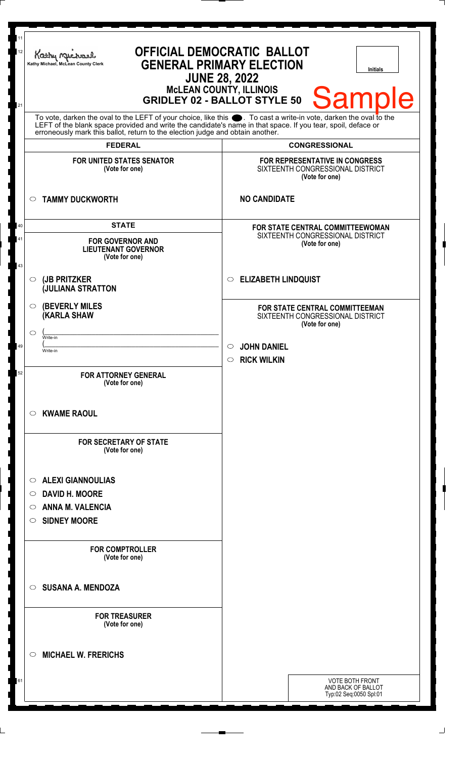Kathy Michael, McLean County Clerk

# OFFICIAL DEMOCRATIC BALLOT
## GENERAL PRIMARY ELECTION
## JUNE 28, 2022
### McLEAN COUNTY, ILLINOIS
### GRIDLEY 02 - BALLOT STYLE 50

Initials

Sample

To vote, darken the oval to the LEFT of your choice, like this ●. To cast a write-in vote, darken the oval to the LEFT of the blank space provided and write the candidate's name in that space. If you tear, spoil, deface or erroneously mark this ballot, return to the election judge and obtain another.

## FEDERAL

**FOR UNITED STATES SENATOR**
(Vote for one)

○ **TAMMY DUCKWORTH**

## STATE

**FOR GOVERNOR AND LIEUTENANT GOVERNOR**
(Vote for one)

○ **(JB PRITZKER**
**(JULIANA STRATTON**

○ **(BEVERLY MILES**
**(KARLA SHAW**

○ (\_\_\_\_\_\_\_\_\_\_\_\_\_\_\_\_
Write-in
(\_\_\_\_\_\_\_\_\_\_\_\_\_\_\_\_
Write-in

**FOR ATTORNEY GENERAL**
(Vote for one)

○ **KWAME RAOUL**

**FOR SECRETARY OF STATE**
(Vote for one)

○ **ALEXI GIANNOULIAS**
○ **DAVID H. MOORE**
○ **ANNA M. VALENCIA**
○ **SIDNEY MOORE**

**FOR COMPTROLLER**
(Vote for one)

○ **SUSANA A. MENDOZA**

**FOR TREASURER**
(Vote for one)

○ **MICHAEL W. FRERICHS**

## CONGRESSIONAL

**FOR REPRESENTATIVE IN CONGRESS**
SIXTEENTH CONGRESSIONAL DISTRICT
(Vote for one)

**NO CANDIDATE**

**FOR STATE CENTRAL COMMITTEEWOMAN**
SIXTEENTH CONGRESSIONAL DISTRICT
(Vote for one)

○ **ELIZABETH LINDQUIST**

**FOR STATE CENTRAL COMMITTEEMAN**
SIXTEENTH CONGRESSIONAL DISTRICT
(Vote for one)

○ **JOHN DANIEL**
○ **RICK WILKIN**

VOTE BOTH FRONT AND BACK OF BALLOT
Typ:02 Seq:0050 Spl:01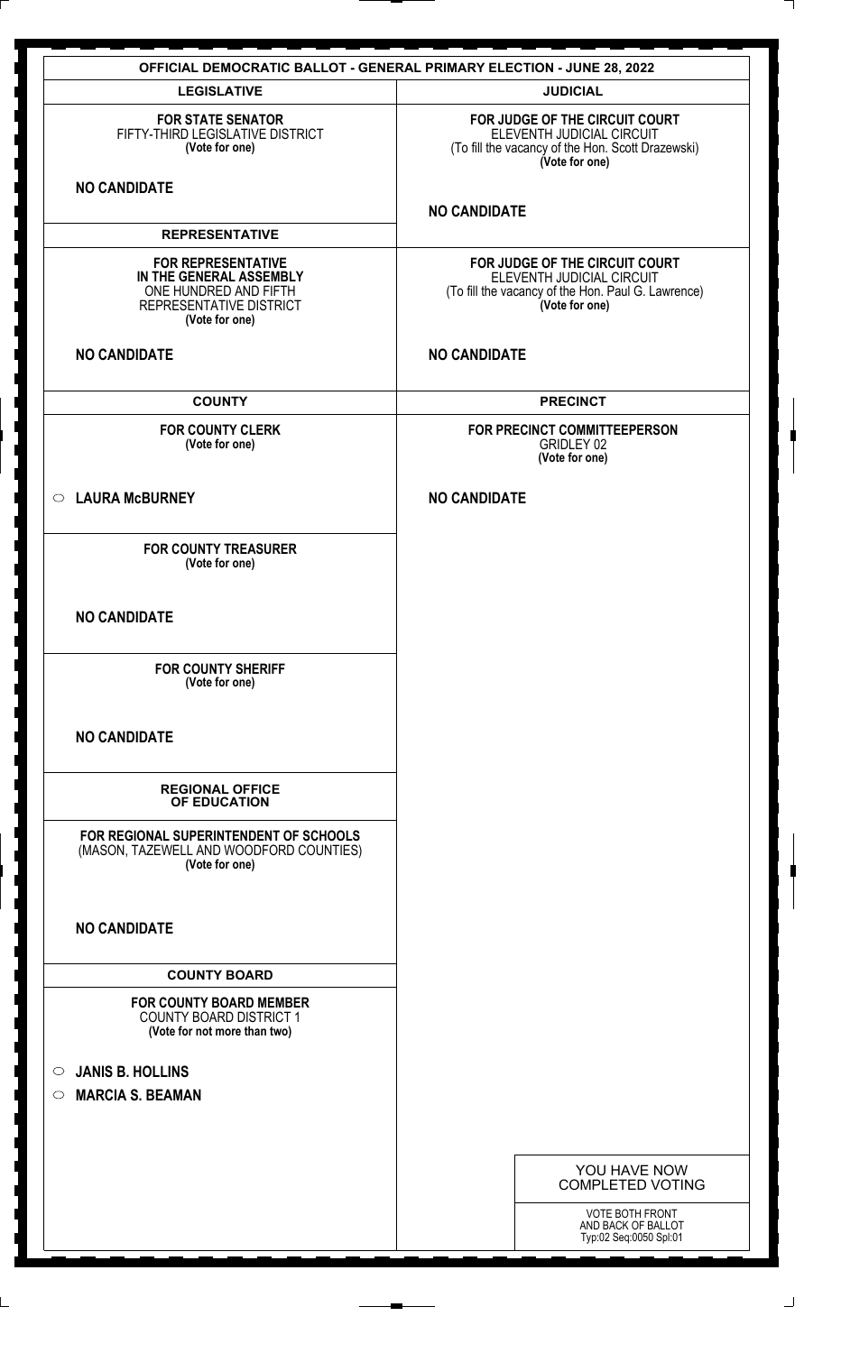# OFFICIAL DEMOCRATIC BALLOT - GENERAL PRIMARY ELECTION - JUNE 28, 2022

## LEGISLATIVE

**FOR STATE SENATOR**
FIFTY-THIRD LEGISLATIVE DISTRICT
**(Vote for one)**

**NO CANDIDATE**

## REPRESENTATIVE

**FOR REPRESENTATIVE IN THE GENERAL ASSEMBLY**
ONE HUNDRED AND FIFTH REPRESENTATIVE DISTRICT
**(Vote for one)**

**NO CANDIDATE**

## COUNTY

**FOR COUNTY CLERK**
**(Vote for one)**

- ○ **LAURA McBURNEY**

**FOR COUNTY TREASURER**
**(Vote for one)**

**NO CANDIDATE**

**FOR COUNTY SHERIFF**
**(Vote for one)**

**NO CANDIDATE**

## REGIONAL OFFICE OF EDUCATION

**FOR REGIONAL SUPERINTENDENT OF SCHOOLS**
(MASON, TAZEWELL AND WOODFORD COUNTIES)
**(Vote for one)**

**NO CANDIDATE**

## COUNTY BOARD

**FOR COUNTY BOARD MEMBER**
COUNTY BOARD DISTRICT 1
**(Vote for not more than two)**

- ○ **JANIS B. HOLLINS**
- ○ **MARCIA S. BEAMAN**

## JUDICIAL

**FOR JUDGE OF THE CIRCUIT COURT**
ELEVENTH JUDICIAL CIRCUIT
(To fill the vacancy of the Hon. Scott Drazewski)
**(Vote for one)**

**NO CANDIDATE**

**FOR JUDGE OF THE CIRCUIT COURT**
ELEVENTH JUDICIAL CIRCUIT
(To fill the vacancy of the Hon. Paul G. Lawrence)
**(Vote for one)**

**NO CANDIDATE**

## PRECINCT

**FOR PRECINCT COMMITTEEPERSON**
GRIDLEY 02
**(Vote for one)**

**NO CANDIDATE**

YOU HAVE NOW COMPLETED VOTING

VOTE BOTH FRONT AND BACK OF BALLOT
Typ:02 Seq:0050 Spl:01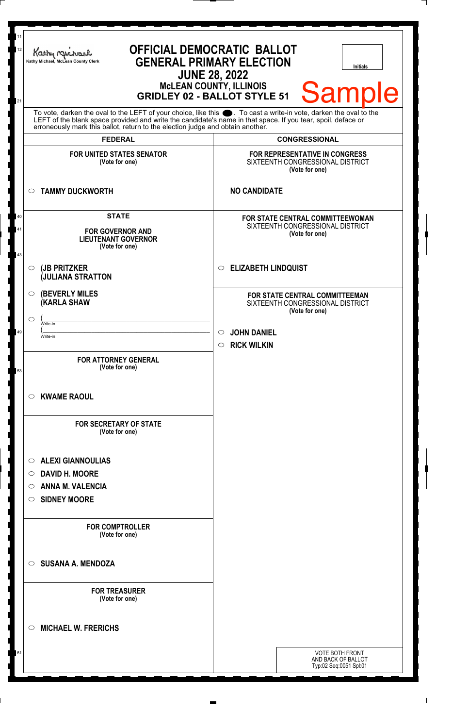Kathy Michael, McLean County Clerk

# OFFICIAL DEMOCRATIC BALLOT
## GENERAL PRIMARY ELECTION
## JUNE 28, 2022
### McLEAN COUNTY, ILLINOIS
### GRIDLEY 02 - BALLOT STYLE 51

Initials

Sample

To vote, darken the oval to the LEFT of your choice, like this ●. To cast a write-in vote, darken the oval to the LEFT of the blank space provided and write the candidate's name in that space. If you tear, spoil, deface or erroneously mark this ballot, return to the election judge and obtain another.

## FEDERAL

**FOR UNITED STATES SENATOR**
**(Vote for one)**

- ○ **TAMMY DUCKWORTH**

## STATE

**FOR GOVERNOR AND LIEUTENANT GOVERNOR**
**(Vote for one)**

- ○ **(JB PRITZKER (JULIANA STRATTON**
- ○ **(BEVERLY MILES (KARLA SHAW**
- ○ (\_\_\_\_\_\_\_\_\_\_ Write-in (\_\_\_\_\_\_\_\_\_\_ Write-in

**FOR ATTORNEY GENERAL**
**(Vote for one)**

- ○ **KWAME RAOUL**

**FOR SECRETARY OF STATE**
**(Vote for one)**

- ○ **ALEXI GIANNOULIAS**
- ○ **DAVID H. MOORE**
- ○ **ANNA M. VALENCIA**
- ○ **SIDNEY MOORE**

**FOR COMPTROLLER**
**(Vote for one)**

- ○ **SUSANA A. MENDOZA**

**FOR TREASURER**
**(Vote for one)**

- ○ **MICHAEL W. FRERICHS**

## CONGRESSIONAL

**FOR REPRESENTATIVE IN CONGRESS**
SIXTEENTH CONGRESSIONAL DISTRICT
**(Vote for one)**

**NO CANDIDATE**

**FOR STATE CENTRAL COMMITTEEWOMAN**
SIXTEENTH CONGRESSIONAL DISTRICT
**(Vote for one)**

- ○ **ELIZABETH LINDQUIST**

**FOR STATE CENTRAL COMMITTEEMAN**
SIXTEENTH CONGRESSIONAL DISTRICT
**(Vote for one)**

- ○ **JOHN DANIEL**
- ○ **RICK WILKIN**

VOTE BOTH FRONT AND BACK OF BALLOT
Typ:02 Seq:0051 Spl:01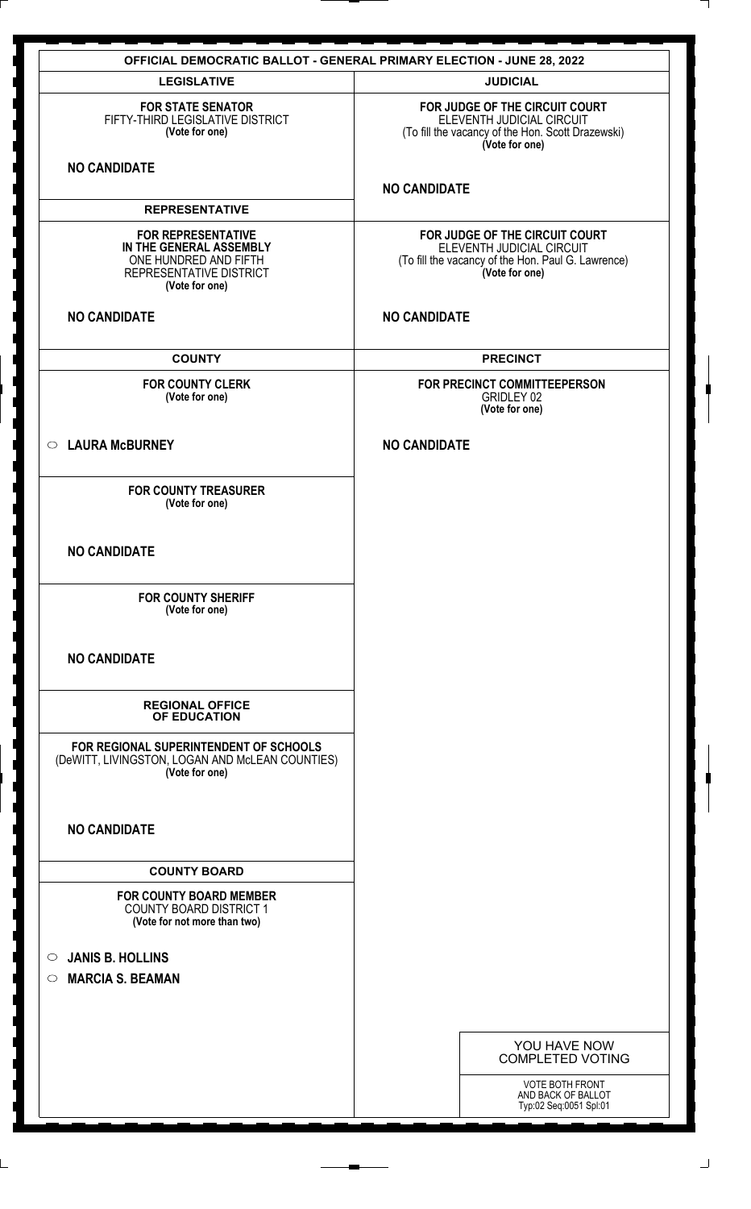# OFFICIAL DEMOCRATIC BALLOT - GENERAL PRIMARY ELECTION - JUNE 28, 2022

## LEGISLATIVE

**FOR STATE SENATOR**
FIFTY-THIRD LEGISLATIVE DISTRICT
**(Vote for one)**

**NO CANDIDATE**

## REPRESENTATIVE

**FOR REPRESENTATIVE IN THE GENERAL ASSEMBLY**
ONE HUNDRED AND FIFTH
REPRESENTATIVE DISTRICT
**(Vote for one)**

**NO CANDIDATE**

## COUNTY

**FOR COUNTY CLERK**
**(Vote for one)**

○ **LAURA McBURNEY**

**FOR COUNTY TREASURER**
**(Vote for one)**

**NO CANDIDATE**

**FOR COUNTY SHERIFF**
**(Vote for one)**

**NO CANDIDATE**

## REGIONAL OFFICE OF EDUCATION

**FOR REGIONAL SUPERINTENDENT OF SCHOOLS**
(DeWITT, LIVINGSTON, LOGAN AND McLEAN COUNTIES)
**(Vote for one)**

**NO CANDIDATE**

## COUNTY BOARD

**FOR COUNTY BOARD MEMBER**
COUNTY BOARD DISTRICT 1
**(Vote for not more than two)**

○ **JANIS B. HOLLINS**

○ **MARCIA S. BEAMAN**

## JUDICIAL

**FOR JUDGE OF THE CIRCUIT COURT**
ELEVENTH JUDICIAL CIRCUIT
(To fill the vacancy of the Hon. Scott Drazewski)
**(Vote for one)**

**NO CANDIDATE**

**FOR JUDGE OF THE CIRCUIT COURT**
ELEVENTH JUDICIAL CIRCUIT
(To fill the vacancy of the Hon. Paul G. Lawrence)
**(Vote for one)**

**NO CANDIDATE**

## PRECINCT

**FOR PRECINCT COMMITTEEPERSON**
GRIDLEY 02
**(Vote for one)**

**NO CANDIDATE**

YOU HAVE NOW COMPLETED VOTING

VOTE BOTH FRONT AND BACK OF BALLOT
Typ:02 Seq:0051 Spl:01